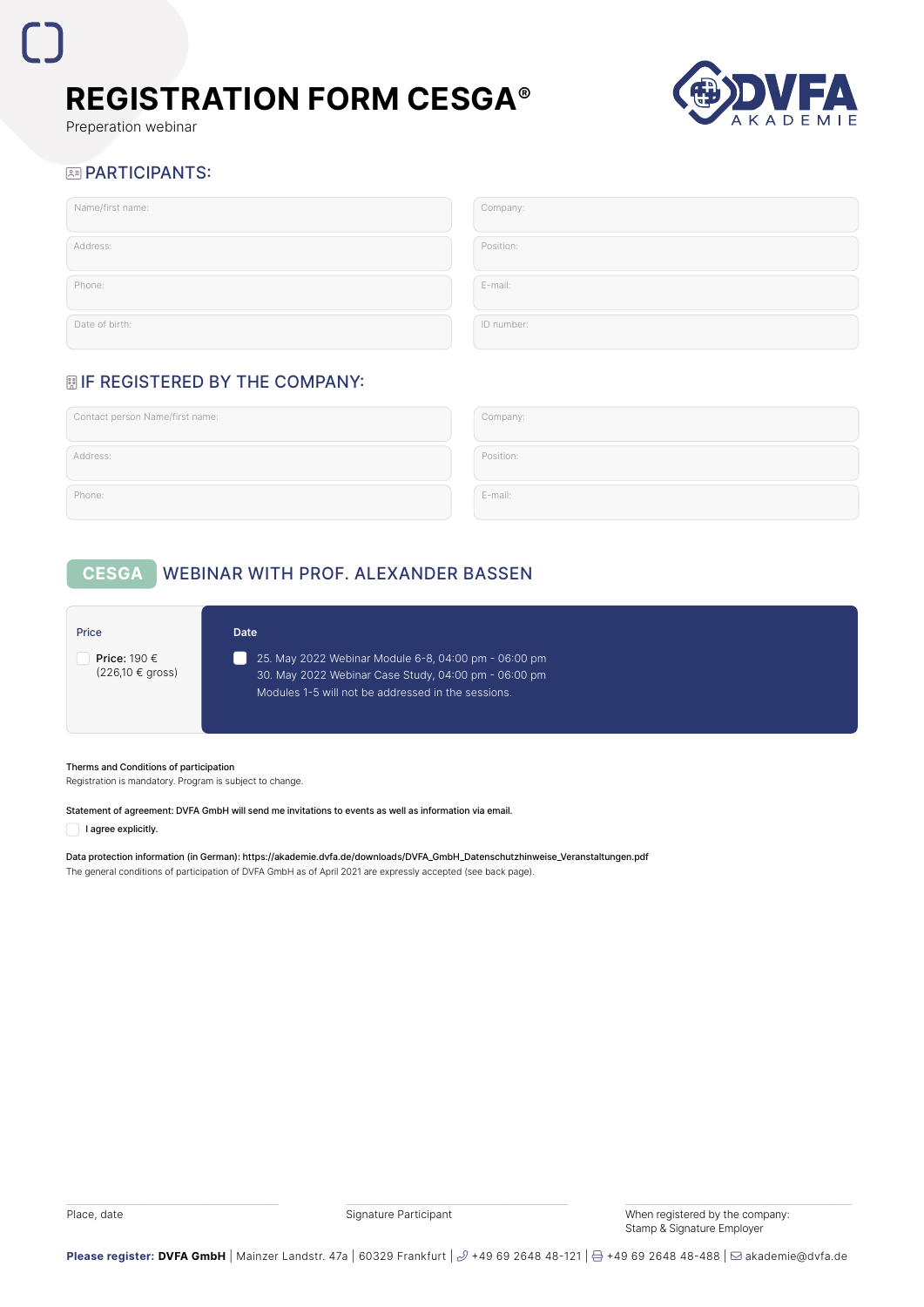# REGISTRATION FORM CESGA®

Preperation webinar

## PARTICIPANTS:

| | |
|---|---|
| Name/first name: | Company: |
| Address: | Position: |
| Phone: | E-mail: |
| Date of birth: | ID number: |

## IF REGISTERED BY THE COMPANY:

| | |
|---|---|
| Contact person Name/first name: | Company: |
| Address: | Position: |
| Phone: | E-mail: |

## CESGA WEBINAR WITH PROF. ALEXANDER BASSEN

| Price | Date |
|---|---|
| ☐ **Price:** 190 € (226,10 € gross) | ☐ 25. May 2022 Webinar Module 6-8, 04:00 pm - 06:00 pm<br>30. May 2022 Webinar Case Study, 04:00 pm - 06:00 pm<br>Modules 1-5 will not be addressed in the sessions. |

Therms and Conditions of participation
Registration is mandatory. Program is subject to change.

Statement of agreement: DVFA GmbH will send me invitations to events as well as information via email.

☐ I agree explicitly.

Data protection information (in German): https://akademie.dvfa.de/downloads/DVFA_GmbH_Datenschutzhinweise_Veranstaltungen.pdf
The general conditions of participation of DVFA GmbH as of April 2021 are expressly accepted (see back page).

| Place, date | Signature Participant | When registered by the company: Stamp & Signature Employer |
|---|---|---|

**Please register: DVFA GmbH** | Mainzer Landstr. 47a | 60329 Frankfurt | +49 69 2648 48-121 | +49 69 2648 48-488 | akademie@dvfa.de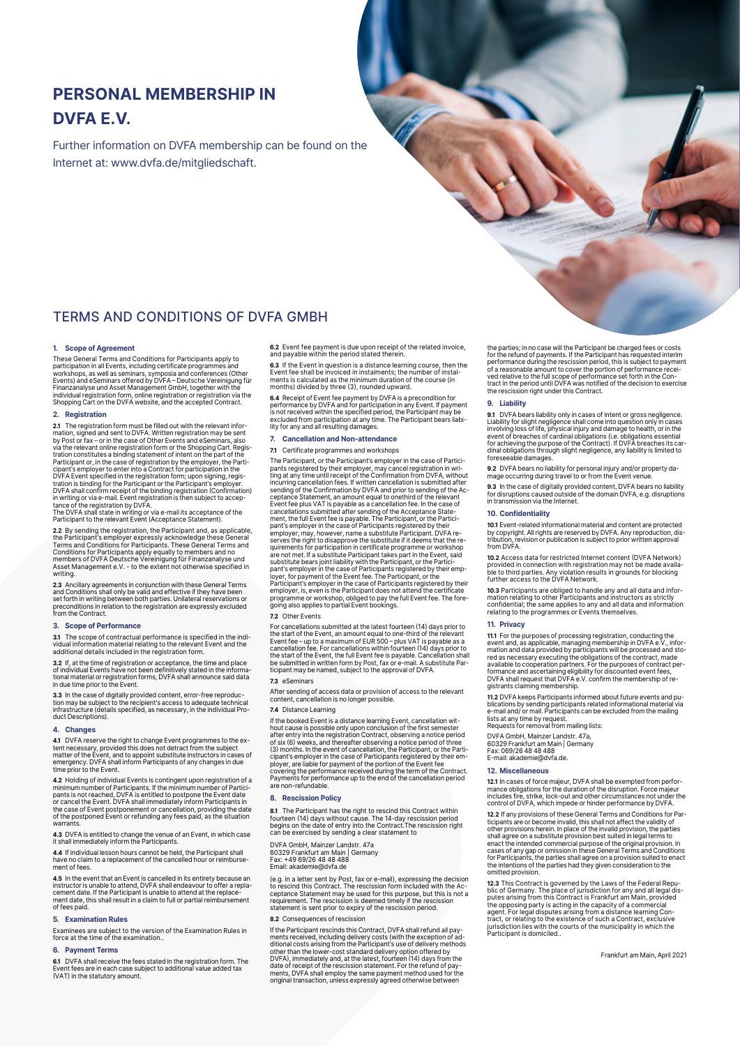# PERSONAL MEMBERSHIP IN DVFA E.V.

Further information on DVFA membership can be found on the Internet at: www.dvfa.de/mitgliedschaft.

## TERMS AND CONDITIONS OF DVFA GMBH

### 1. Scope of Agreement

These General Terms and Conditions for Participants apply to participation in all Events, including certificate programmes and workshops, as well as seminars, symposia and conferences (Other Events) and eSeminars offered by DVFA – Deutsche Vereinigung für Finanzanalyse und Asset Management GmbH, together with the individual registration form, online registration or registration via the Shopping Cart on the DVFA website, and the accepted Contract.

### 2. Registration

**2.1** The registration form must be filled out with the relevant information, signed and sent to DVFA. Written registration may be sent by Post or fax – or in the case of Other Events and eSeminars, also via the relevant online registration form or the Shopping Cart. Registration constitutes a binding statement of intent on the part of the Participant or, in the case of registration by the employer, the Participant's employer to enter into a Contract for participation in the DVFA Event specified in the registration form; upon signing, registration is binding for the Participant or the Participant's employer. DVFA shall confirm receipt of the binding registration (Confirmation) in writing or via e-mail. Event registration is then subject to acceptance of the registration by DVFA.
The DVFA shall state in writing or via e-mail its acceptance of the Participant to the relevant Event (Acceptance Statement).

**2.2** By sending the registration, the Participant and, as applicable, the Participant's employer expressly acknowledge these General Terms and Conditions for Participants. These General Terms and Conditions for Participants apply equally to members and no members of DVFA Deutsche Vereinigung für Finanzanalyse und Asset Management e.V. - to the extent not otherwise specified in writing.

**2.3** Ancillary agreements in conjunction with these General Terms and Conditions shall only be valid and effective if they have been set forth in writing between both parties. Unilateral reservations or preconditions in relation to the registration are expressly excluded from the Contract.

### 3. Scope of Performance

**3.1** The scope of contractual performance is specified in the individual information material relating to the relevant Event and the additional details included in the registration form.

**3.2** If, at the time of registration or acceptance, the time and place of individual Events have not been definitively stated in the informational material or registration forms, DVFA shall announce said data in due time prior to the Event.

**3.3** In the case of digitally provided content, error-free reproduction may be subject to the recipient's access to adequate technical infrastructure (details specified, as necessary, in the individual Product Descriptions).

### 4. Changes

**4.1** DVFA reserve the right to change Event programmes to the extent necessary, provided this does not detract from the subject matter of the Event, and to appoint substitute instructors in cases of emergency. DVFA shall inform Participants of any changes in due time prior to the Event.

**4.2** Holding of individual Events is contingent upon registration of a minimum number of Participants. If the minimum number of Participants is not reached, DVFA is entitled to postpone the Event date or cancel the Event. DVFA shall immediately inform Participants in the case of Event postponement or cancellation, providing the date of the postponed Event or refunding any fees paid, as the situation warrants.

**4.3** DVFA is entitled to change the venue of an Event, in which case it shall immediately inform the Participants.

**4.4** If individual lesson hours cannot be held, the Participant shall have no claim to a replacement of the cancelled hour or reimbursement of fees.

**4.5** In the event that an Event is cancelled in its entirety because an instructor is unable to attend, DVFA shall endeavour to offer a replacement date. If the Participant is unable to attend at the replacement date, this shall result in a claim to full or partial reimbursement of fees paid.

### 5. Examination Rules

Examinees are subject to the version of the Examination Rules in force at the time of the examination..

### 6. Payment Terms

**6.1** DVFA shall receive the fees stated in the registration form. The Event fees are in each case subject to additional value added tax (VAT) in the statutory amount.

**6.2** Event fee payment is due upon receipt of the related invoice, and payable within the period stated therein.

**6.3** If the Event in question is a distance learning course, then the Event fee shall be invoiced in instalments; the number of instalments is calculated as the minimum duration of the course (in months) divided by three (3), rounded upward.

**6.4** Receipt of Event fee payment by DVFA is a precondition for performance by DVFA and for participation in any Event. If payment is not received within the specified period, the Participant may be excluded from participation at any time. The Participant bears liability for any and all resulting damages.

### 7. Cancellation and Non-attendance

**7.1** Certificate programmes and workshops

The Participant, or the Participant's employer in the case of Participants registered by their employer, may cancel registration in writing at any time until receipt of the Confirmation from DVFA, without incurring cancellation fees. If written cancellation is submitted after sending of the Confirmation by DVFA and prior to sending of the Acceptance Statement, an amount equal to onethird of the relevant Event fee plus VAT is payable as a cancellation fee. In the case of cancellations submitted after sending of the Acceptance Statement, the full Event fee is payable. The Participant, or the Participant's employer in the case of Participants registered by their employer, may, however, name a substitute Participant. DVFA reserves the right to disapprove the substitute if it deems that the requirements for participation in certificate programme or workshop are not met. If a substitute Participant takes part in the Event, said substitute bears joint liability with the Participant, or the Participant's employer in the case of Participants registered by their employer, for payment of the Event fee. The Participant, or the Participant's employer in the case of Participants registered by their employer, is, even is the Participant does not attend the certificate programme or workshop, obliged to pay the full Event fee. The foregoing also applies to partial Event bookings.

**7.2** Other Events

For cancellations submitted at the latest fourteen (14) days prior to the start of the Event, an amount equal to one-third of the relevant Event fee – up to a maximum of EUR 500 – plus VAT is payable as a cancellation fee. For cancellations within fourteen (14) days prior to the start of the Event, the full Event fee is payable. Cancellation shall be submitted in written form by Post, fax or e-mail. A substitute Participant may be named, subject to the approval of DVFA.

**7.3** eSeminars

After sending of access data or provision of access to the relevant content, cancellation is no longer possible.

**7.4** Distance Learning

If the booked Event is a distance learning Event, cancellation without cause is possible only upon conclusion of the first semester after entry into the registration Contract, observing a notice period of six (6) weeks, and thereafter observing a notice period of three (3) months. In the event of cancellation, the Participant, or the Participant's employer in the case of Participants registered by their employer, are liable for payment of the portion of the Event fee covering the performance received during the term of the Contract. Payments for performance up to the end of the cancellation period are non-refundable.

### 8. Rescission Policy

**8.1** The Participant has the right to rescind this Contract within fourteen (14) days without cause. The 14-day rescission period begins on the date of entry into the Contract.The rescission right can be exercised by sending a clear statement to

DVFA GmbH, Mainzer Landstr. 47a
60329 Frankfurt am Main | Germany
Fax: +49 69/26 48 48 488
Email: akademie@dvfa.de

(e.g. in a letter sent by Post, fax or e-mail), expressing the decision to rescind this Contract. The rescission form included with the Acceptance Statement may be used for this purpose, but this is not a requirement. The rescission is deemed timely if the rescission statement is sent prior to expiry of the rescission period.

**8.2** Consequences of rescission

If the Participant rescinds this Contract, DVFA shall refund all payments received, including delivery costs (with the exception of additional costs arising from the Participant's use of delivery methods other than the lower-cost standard delivery option offered by DVFA), immediately and, at the latest, fourteen (14) days from the date of receipt of the rescission statement. For the refund of payments, DVFA shall employ the same payment method used for the original transaction, unless expressly agreed otherwise between the parties; in no case will the Participant be charged fees or costs for the refund of payments. If the Participant has requested interim performance during the rescission period, this is subject to payment of a reasonable amount to cover the portion of performance received relative to the full scope of performance set forth in the Contract in the period until DVFA was notified of the decision to exercise the rescission right under this Contract.

### 9. Liability

**9.1** DVFA bears liability only in cases of intent or gross negligence. Liability for slight negligence shall come into question only in cases involving loss of life, physical injury and damage to health, or in the event of breaches of cardinal obligations (i.e. obligations essential for achieving the purpose of the Contract). If DVFA breaches its cardinal obligations through slight negligence, any liability is limited to foreseeable damages.

**9.2** DVFA bears no liability for personal injury and/or property damage occurring during travel to or from the Event venue.

**9.3** In the case of digitally provided content, DVFA bears no liability for disruptions caused outside of the domain DVFA, e.g. disruptions in transmission via the Internet.

### 10. Confidentiality

**10.1** Event-related informational material and content are protected by copyright. All rights are reserved by DVFA. Any reproduction, distribution, revision or publication is subject to prior written approval from DVFA.

**10.2** Access data for restricted Internet content (DVFA Network) provided in connection with registration may not be made available to third parties. Any violation results in grounds for blocking further access to the DVFA Network.

**10.3** Participants are obliged to handle any and all data and information relating to other Participants and instructors as strictly confidential; the same applies to any and all data and information relating to the programmes or Events themselves.

### 11. Privacy

**11.1** For the purposes of processing registration, conducting the event and, as applicable, managing membership in DVFA e.V., information and data provided by participants will be processed and stored as necessary executing the obligations of the contract, made available to cooperation partners. For the purposes of contract performance and ascertaining eligibility for discounted event fees, DVFA shall request that DVFA e.V. confirm the membership of registrants claiming membership.

**11.2** DVFA keeps Participants informed about future events and publications by sending participants related informational material via e-mail and/ or mail. Participants can be excluded from the mailing lists at any time by request.
Requests for removal from mailing lists:

DVFA GmbH, Mainzer Landstr. 47a,
60329 Frankfurt am Main | Germany
Fax: 069/26 48 48 488
E-mail: akademie@dvfa.de.

### 12. Miscellaneous

**12.1** In cases of force majeur, DVFA shall be exempted from performance obligations for the duration of the disruption. Force majeur includes fire, strike, lock-out and other circumstances not under the control of DVFA, which impede or hinder performance by DVFA.

**12.2** If any provisions of these General Terms and Conditions for Participants are or become invalid, this shall not affect the validity of other provisions herein. In place of the invalid provision, the parties shall agree on a substitute provision best suited in legal terms to enact the intended commercial purpose of the original provision. In cases of any gap or omission in these General Terms and Conditions for Participants, the parties shall agree on a provision suited to enact the intentions of the parties had they given consideration to the omitted provision.

**12.3** This Contract is governed by the Laws of the Federal Republic of Germany. The place of jurisdiction for any and all legal disputes arising from this Contract is Frankfurt am Main, provided the opposing party is acting in the capacity of a commercial agent. For legal disputes arising from a distance learning Contract, or relating to the existence of such a Contract, exclusive jurisdiction lies with the courts of the municipality in which the Participant is domiciled..

Frankfurt am Main, April 2021